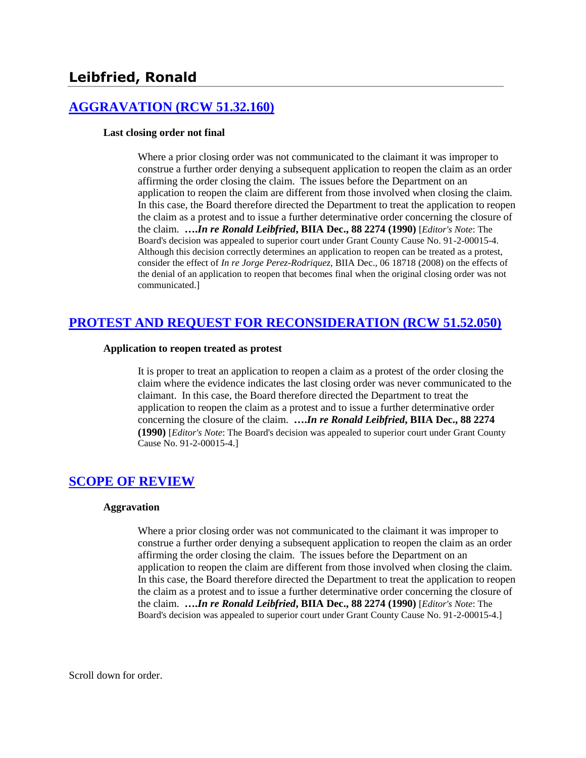# Leibfried, Ronald

## [AGGRAVATION (RCW 51.32.160)]

### Last closing order not final

Where a prior closing order was not communicated to the claimant it was improper to construe a further order denying a subsequent application to reopen the claim as an order affirming the order closing the claim. The issues before the Department on an application to reopen the claim are different from those involved when closing the claim. In this case, the Board therefore directed the Department to treat the application to reopen the claim as a protest and to issue a further determinative order concerning the closure of the claim. **….*In re Ronald Leibfried*, BIIA Dec., 88 2274 (1990)** [*Editor's Note*: The Board's decision was appealed to superior court under Grant County Cause No. 91-2-00015-4. Although this decision correctly determines an application to reopen can be treated as a protest, consider the effect of *In re Jorge Perez-Rodriquez,* BIIA Dec., 06 18718 (2008) on the effects of the denial of an application to reopen that becomes final when the original closing order was not communicated.]

## [PROTEST AND REQUEST FOR RECONSIDERATION (RCW 51.52.050)]

### Application to reopen treated as protest

It is proper to treat an application to reopen a claim as a protest of the order closing the claim where the evidence indicates the last closing order was never communicated to the claimant. In this case, the Board therefore directed the Department to treat the application to reopen the claim as a protest and to issue a further determinative order concerning the closure of the claim. **….*In re Ronald Leibfried*, BIIA Dec., 88 2274 (1990)** [*Editor's Note*: The Board's decision was appealed to superior court under Grant County Cause No. 91-2-00015-4.]

## [SCOPE OF REVIEW]

### Aggravation

Where a prior closing order was not communicated to the claimant it was improper to construe a further order denying a subsequent application to reopen the claim as an order affirming the order closing the claim. The issues before the Department on an application to reopen the claim are different from those involved when closing the claim. In this case, the Board therefore directed the Department to treat the application to reopen the claim as a protest and to issue a further determinative order concerning the closure of the claim. **….*In re Ronald Leibfried*, BIIA Dec., 88 2274 (1990)** [*Editor's Note*: The Board's decision was appealed to superior court under Grant County Cause No. 91-2-00015-4.]

Scroll down for order.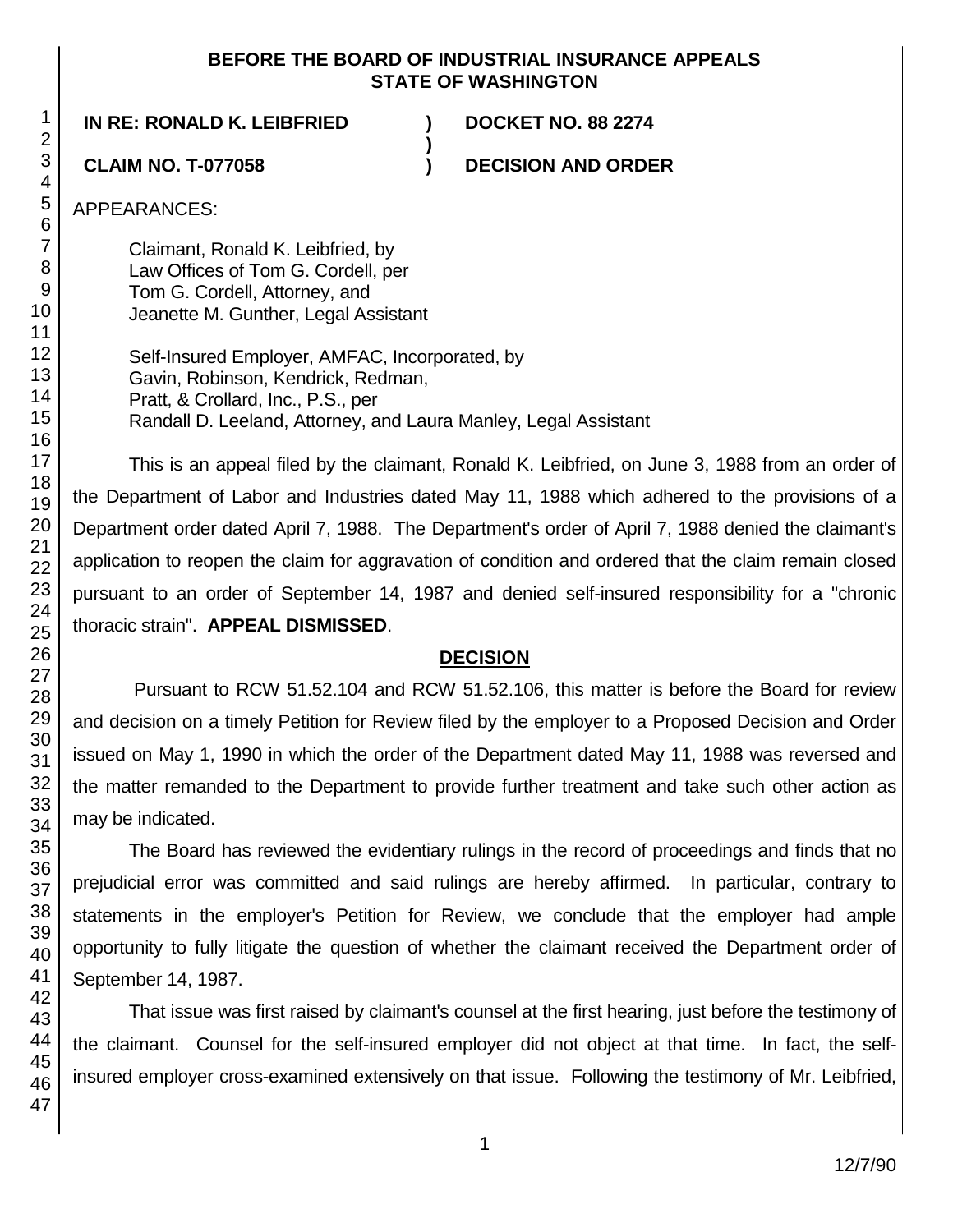**BEFORE THE BOARD OF INDUSTRIAL INSURANCE APPEALS**
**STATE OF WASHINGTON**

**IN RE: RONALD K. LEIBFRIED** ) **DOCKET NO. 88 2274**
)
**CLAIM NO. T-077058** ) **DECISION AND ORDER**

APPEARANCES:

Claimant, Ronald K. Leibfried, by
Law Offices of Tom G. Cordell, per
Tom G. Cordell, Attorney, and
Jeanette M. Gunther, Legal Assistant

Self-Insured Employer, AMFAC, Incorporated, by
Gavin, Robinson, Kendrick, Redman,
Pratt, & Crollard, Inc., P.S., per
Randall D. Leeland, Attorney, and Laura Manley, Legal Assistant

This is an appeal filed by the claimant, Ronald K. Leibfried, on June 3, 1988 from an order of the Department of Labor and Industries dated May 11, 1988 which adhered to the provisions of a Department order dated April 7, 1988. The Department's order of April 7, 1988 denied the claimant's application to reopen the claim for aggravation of condition and ordered that the claim remain closed pursuant to an order of September 14, 1987 and denied self-insured responsibility for a "chronic thoracic strain". **APPEAL DISMISSED**.

## DECISION

Pursuant to RCW 51.52.104 and RCW 51.52.106, this matter is before the Board for review and decision on a timely Petition for Review filed by the employer to a Proposed Decision and Order issued on May 1, 1990 in which the order of the Department dated May 11, 1988 was reversed and the matter remanded to the Department to provide further treatment and take such other action as may be indicated.

The Board has reviewed the evidentiary rulings in the record of proceedings and finds that no prejudicial error was committed and said rulings are hereby affirmed. In particular, contrary to statements in the employer's Petition for Review, we conclude that the employer had ample opportunity to fully litigate the question of whether the claimant received the Department order of September 14, 1987.

That issue was first raised by claimant's counsel at the first hearing, just before the testimony of the claimant. Counsel for the self-insured employer did not object at that time. In fact, the self-insured employer cross-examined extensively on that issue. Following the testimony of Mr. Leibfried,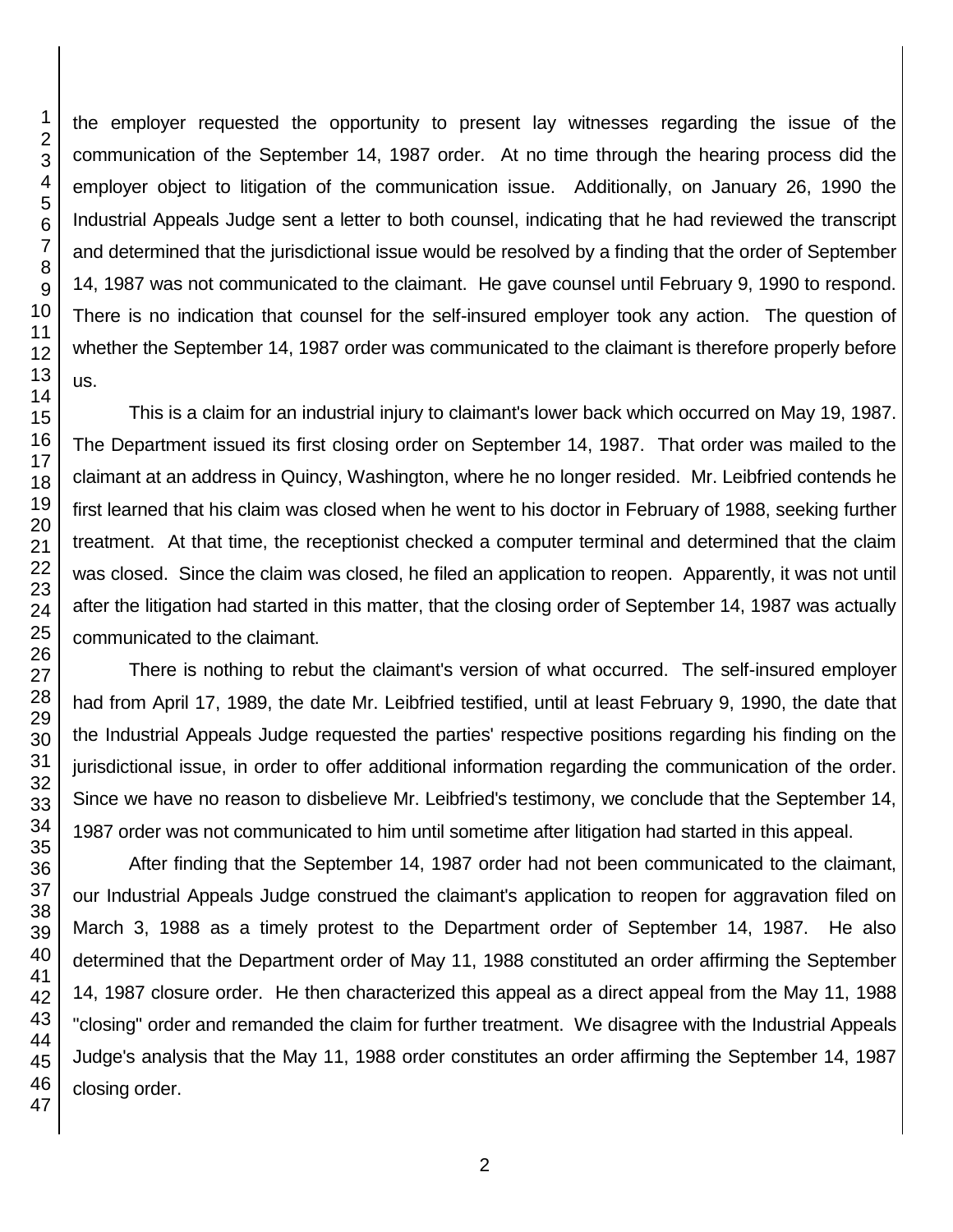the employer requested the opportunity to present lay witnesses regarding the issue of the communication of the September 14, 1987 order. At no time through the hearing process did the employer object to litigation of the communication issue. Additionally, on January 26, 1990 the Industrial Appeals Judge sent a letter to both counsel, indicating that he had reviewed the transcript and determined that the jurisdictional issue would be resolved by a finding that the order of September 14, 1987 was not communicated to the claimant. He gave counsel until February 9, 1990 to respond. There is no indication that counsel for the self-insured employer took any action. The question of whether the September 14, 1987 order was communicated to the claimant is therefore properly before us.

This is a claim for an industrial injury to claimant's lower back which occurred on May 19, 1987. The Department issued its first closing order on September 14, 1987. That order was mailed to the claimant at an address in Quincy, Washington, where he no longer resided. Mr. Leibfried contends he first learned that his claim was closed when he went to his doctor in February of 1988, seeking further treatment. At that time, the receptionist checked a computer terminal and determined that the claim was closed. Since the claim was closed, he filed an application to reopen. Apparently, it was not until after the litigation had started in this matter, that the closing order of September 14, 1987 was actually communicated to the claimant.

There is nothing to rebut the claimant's version of what occurred. The self-insured employer had from April 17, 1989, the date Mr. Leibfried testified, until at least February 9, 1990, the date that the Industrial Appeals Judge requested the parties' respective positions regarding his finding on the jurisdictional issue, in order to offer additional information regarding the communication of the order. Since we have no reason to disbelieve Mr. Leibfried's testimony, we conclude that the September 14, 1987 order was not communicated to him until sometime after litigation had started in this appeal.

After finding that the September 14, 1987 order had not been communicated to the claimant, our Industrial Appeals Judge construed the claimant's application to reopen for aggravation filed on March 3, 1988 as a timely protest to the Department order of September 14, 1987. He also determined that the Department order of May 11, 1988 constituted an order affirming the September 14, 1987 closure order. He then characterized this appeal as a direct appeal from the May 11, 1988 "closing" order and remanded the claim for further treatment. We disagree with the Industrial Appeals Judge's analysis that the May 11, 1988 order constitutes an order affirming the September 14, 1987 closing order.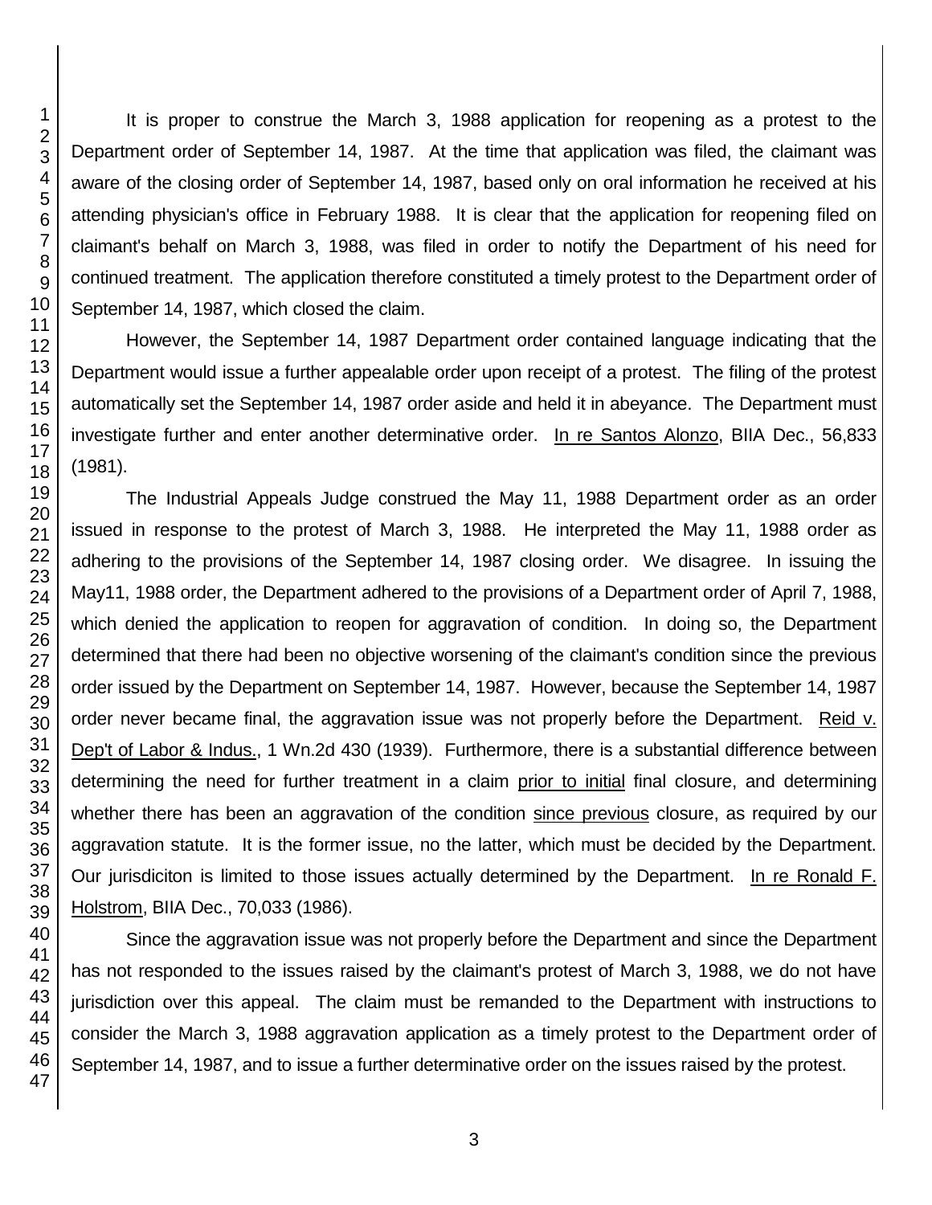It is proper to construe the March 3, 1988 application for reopening as a protest to the Department order of September 14, 1987. At the time that application was filed, the claimant was aware of the closing order of September 14, 1987, based only on oral information he received at his attending physician's office in February 1988. It is clear that the application for reopening filed on claimant's behalf on March 3, 1988, was filed in order to notify the Department of his need for continued treatment. The application therefore constituted a timely protest to the Department order of September 14, 1987, which closed the claim.

However, the September 14, 1987 Department order contained language indicating that the Department would issue a further appealable order upon receipt of a protest. The filing of the protest automatically set the September 14, 1987 order aside and held it in abeyance. The Department must investigate further and enter another determinative order. In re Santos Alonzo, BIIA Dec., 56,833 (1981).

The Industrial Appeals Judge construed the May 11, 1988 Department order as an order issued in response to the protest of March 3, 1988. He interpreted the May 11, 1988 order as adhering to the provisions of the September 14, 1987 closing order. We disagree. In issuing the May11, 1988 order, the Department adhered to the provisions of a Department order of April 7, 1988, which denied the application to reopen for aggravation of condition. In doing so, the Department determined that there had been no objective worsening of the claimant's condition since the previous order issued by the Department on September 14, 1987. However, because the September 14, 1987 order never became final, the aggravation issue was not properly before the Department. Reid v. Dep't of Labor & Indus., 1 Wn.2d 430 (1939). Furthermore, there is a substantial difference between determining the need for further treatment in a claim prior to initial final closure, and determining whether there has been an aggravation of the condition since previous closure, as required by our aggravation statute. It is the former issue, no the latter, which must be decided by the Department. Our jurisdiciton is limited to those issues actually determined by the Department. In re Ronald F. Holstrom, BIIA Dec., 70,033 (1986).

Since the aggravation issue was not properly before the Department and since the Department has not responded to the issues raised by the claimant's protest of March 3, 1988, we do not have jurisdiction over this appeal. The claim must be remanded to the Department with instructions to consider the March 3, 1988 aggravation application as a timely protest to the Department order of September 14, 1987, and to issue a further determinative order on the issues raised by the protest.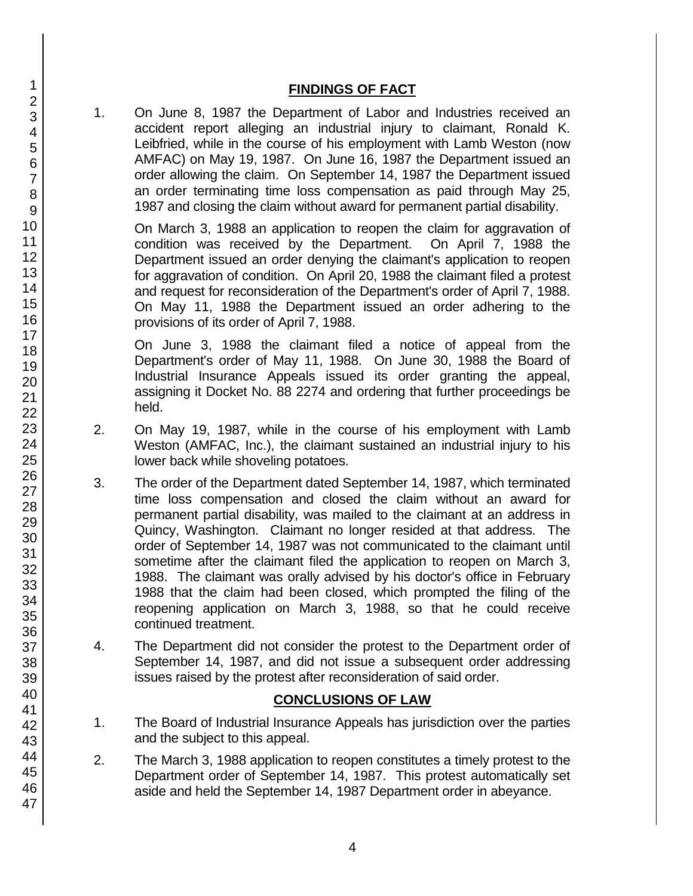## FINDINGS OF FACT

1. On June 8, 1987 the Department of Labor and Industries received an accident report alleging an industrial injury to claimant, Ronald K. Leibfried, while in the course of his employment with Lamb Weston (now AMFAC) on May 19, 1987. On June 16, 1987 the Department issued an order allowing the claim. On September 14, 1987 the Department issued an order terminating time loss compensation as paid through May 25, 1987 and closing the claim without award for permanent partial disability.

   On March 3, 1988 an application to reopen the claim for aggravation of condition was received by the Department. On April 7, 1988 the Department issued an order denying the claimant's application to reopen for aggravation of condition. On April 20, 1988 the claimant filed a protest and request for reconsideration of the Department's order of April 7, 1988. On May 11, 1988 the Department issued an order adhering to the provisions of its order of April 7, 1988.

   On June 3, 1988 the claimant filed a notice of appeal from the Department's order of May 11, 1988. On June 30, 1988 the Board of Industrial Insurance Appeals issued its order granting the appeal, assigning it Docket No. 88 2274 and ordering that further proceedings be held.

2. On May 19, 1987, while in the course of his employment with Lamb Weston (AMFAC, Inc.), the claimant sustained an industrial injury to his lower back while shoveling potatoes.

3. The order of the Department dated September 14, 1987, which terminated time loss compensation and closed the claim without an award for permanent partial disability, was mailed to the claimant at an address in Quincy, Washington. Claimant no longer resided at that address. The order of September 14, 1987 was not communicated to the claimant until sometime after the claimant filed the application to reopen on March 3, 1988. The claimant was orally advised by his doctor's office in February 1988 that the claim had been closed, which prompted the filing of the reopening application on March 3, 1988, so that he could receive continued treatment.

4. The Department did not consider the protest to the Department order of September 14, 1987, and did not issue a subsequent order addressing issues raised by the protest after reconsideration of said order.

## CONCLUSIONS OF LAW

1. The Board of Industrial Insurance Appeals has jurisdiction over the parties and the subject to this appeal.

2. The March 3, 1988 application to reopen constitutes a timely protest to the Department order of September 14, 1987. This protest automatically set aside and held the September 14, 1987 Department order in abeyance.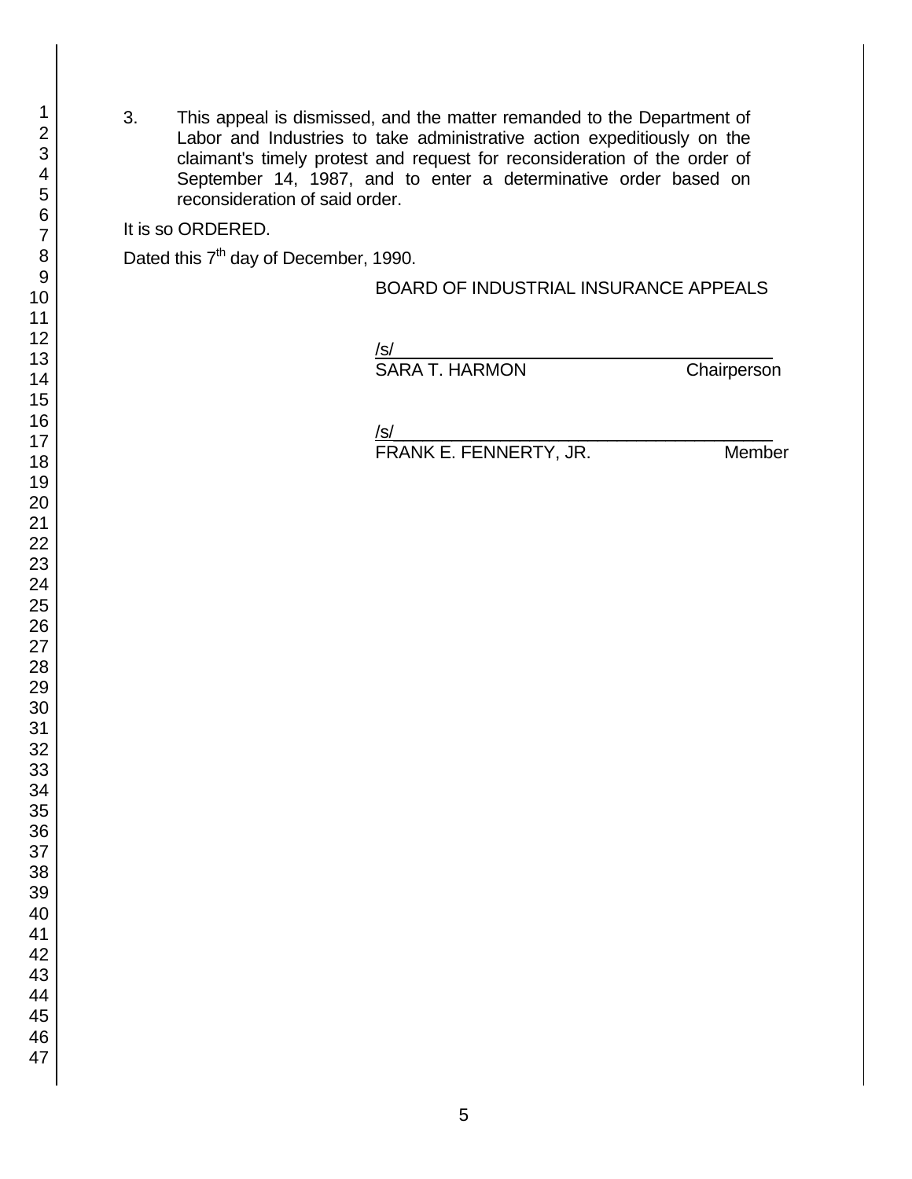3. This appeal is dismissed, and the matter remanded to the Department of Labor and Industries to take administrative action expeditiously on the claimant's timely protest and request for reconsideration of the order of September 14, 1987, and to enter a determinative order based on reconsideration of said order.

It is so ORDERED.

Dated this 7th day of December, 1990.

BOARD OF INDUSTRIAL INSURANCE APPEALS

/s/
SARA T. HARMON Chairperson

/s/
FRANK E. FENNERTY, JR. Member